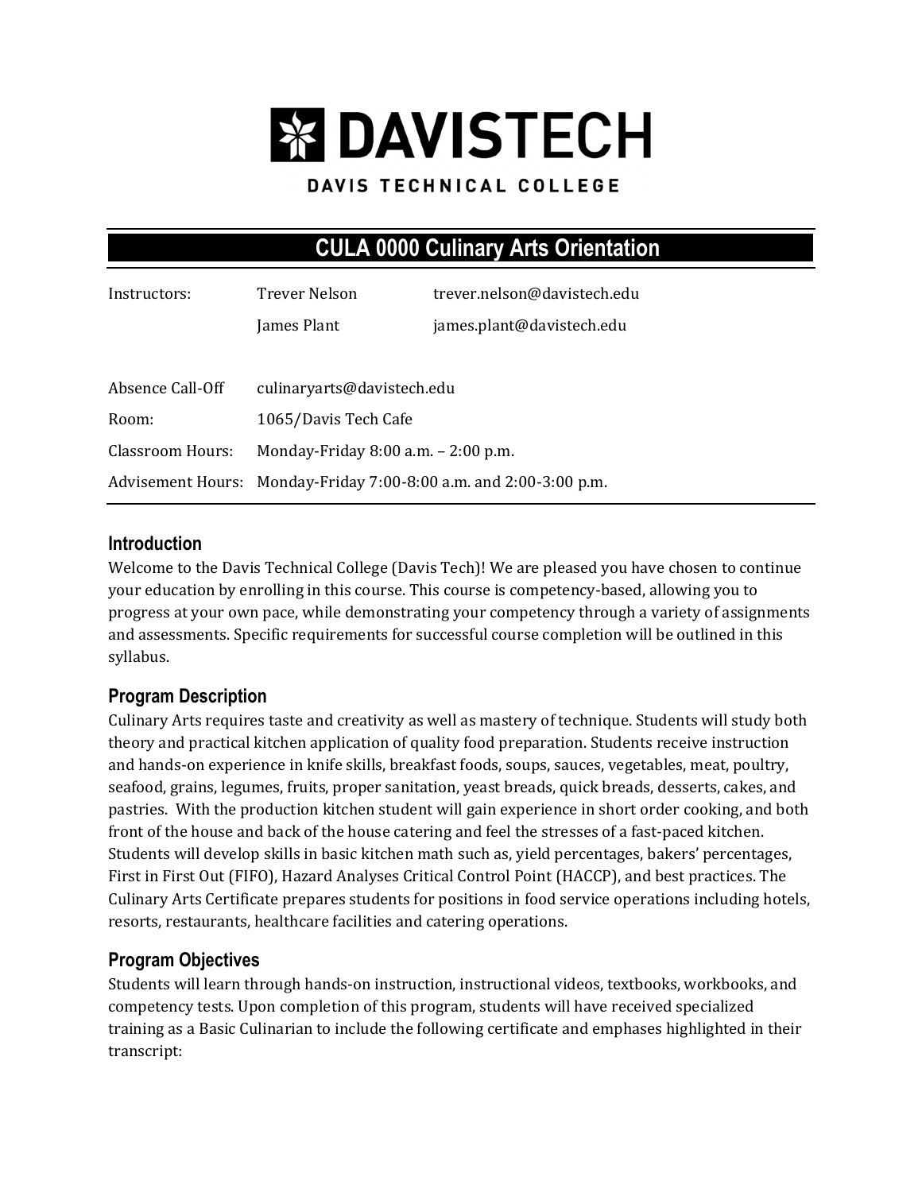# DAVISTECH

DAVIS TECHNICAL COLLEGE

## CULA 0000 Culinary Arts Orientation

| | | |
|---|---|---|
| Instructors: | Trever Nelson | trever.nelson@davistech.edu |
| | James Plant | james.plant@davistech.edu |
| Absence Call-Off | culinaryarts@davistech.edu | |
| Room: | 1065/Davis Tech Cafe | |
| Classroom Hours: | Monday-Friday 8:00 a.m. – 2:00 p.m. | |
| Advisement Hours: | Monday-Friday 7:00-8:00 a.m. and 2:00-3:00 p.m. | |

### Introduction

Welcome to the Davis Technical College (Davis Tech)! We are pleased you have chosen to continue your education by enrolling in this course. This course is competency-based, allowing you to progress at your own pace, while demonstrating your competency through a variety of assignments and assessments. Specific requirements for successful course completion will be outlined in this syllabus.

### Program Description

Culinary Arts requires taste and creativity as well as mastery of technique. Students will study both theory and practical kitchen application of quality food preparation. Students receive instruction and hands-on experience in knife skills, breakfast foods, soups, sauces, vegetables, meat, poultry, seafood, grains, legumes, fruits, proper sanitation, yeast breads, quick breads, desserts, cakes, and pastries. With the production kitchen student will gain experience in short order cooking, and both front of the house and back of the house catering and feel the stresses of a fast-paced kitchen. Students will develop skills in basic kitchen math such as, yield percentages, bakers' percentages, First in First Out (FIFO), Hazard Analyses Critical Control Point (HACCP), and best practices. The Culinary Arts Certificate prepares students for positions in food service operations including hotels, resorts, restaurants, healthcare facilities and catering operations.

### Program Objectives

Students will learn through hands-on instruction, instructional videos, textbooks, workbooks, and competency tests. Upon completion of this program, students will have received specialized training as a Basic Culinarian to include the following certificate and emphases highlighted in their transcript: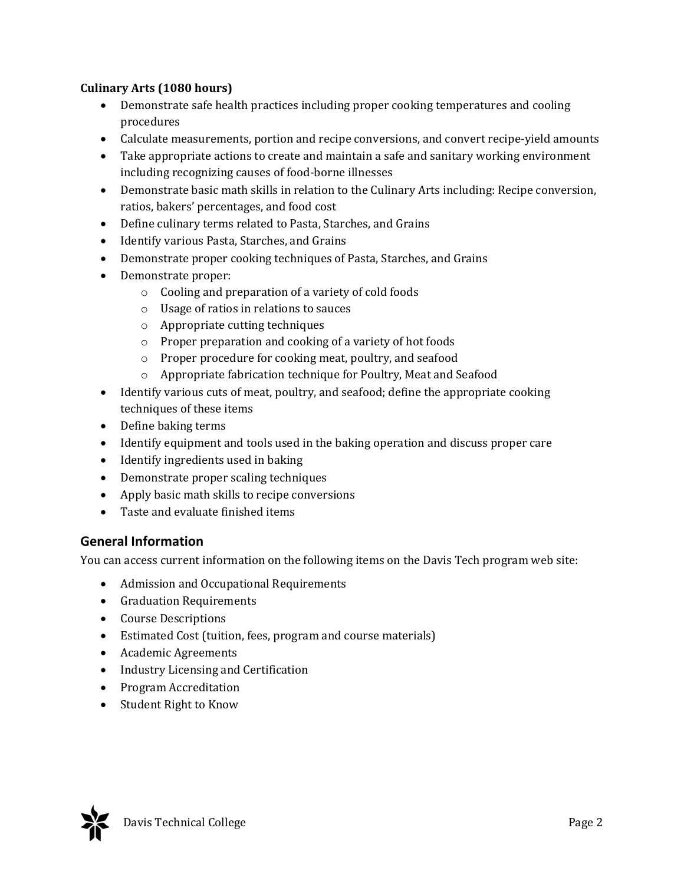**Culinary Arts (1080 hours)**

- Demonstrate safe health practices including proper cooking temperatures and cooling procedures
- Calculate measurements, portion and recipe conversions, and convert recipe-yield amounts
- Take appropriate actions to create and maintain a safe and sanitary working environment including recognizing causes of food-borne illnesses
- Demonstrate basic math skills in relation to the Culinary Arts including: Recipe conversion, ratios, bakers' percentages, and food cost
- Define culinary terms related to Pasta, Starches, and Grains
- Identify various Pasta, Starches, and Grains
- Demonstrate proper cooking techniques of Pasta, Starches, and Grains
- Demonstrate proper:
    - Cooling and preparation of a variety of cold foods
    - Usage of ratios in relations to sauces
    - Appropriate cutting techniques
    - Proper preparation and cooking of a variety of hot foods
    - Proper procedure for cooking meat, poultry, and seafood
    - Appropriate fabrication technique for Poultry, Meat and Seafood
- Identify various cuts of meat, poultry, and seafood; define the appropriate cooking techniques of these items
- Define baking terms
- Identify equipment and tools used in the baking operation and discuss proper care
- Identify ingredients used in baking
- Demonstrate proper scaling techniques
- Apply basic math skills to recipe conversions
- Taste and evaluate finished items

## General Information

You can access current information on the following items on the Davis Tech program web site:

- Admission and Occupational Requirements
- Graduation Requirements
- Course Descriptions
- Estimated Cost (tuition, fees, program and course materials)
- Academic Agreements
- Industry Licensing and Certification
- Program Accreditation
- Student Right to Know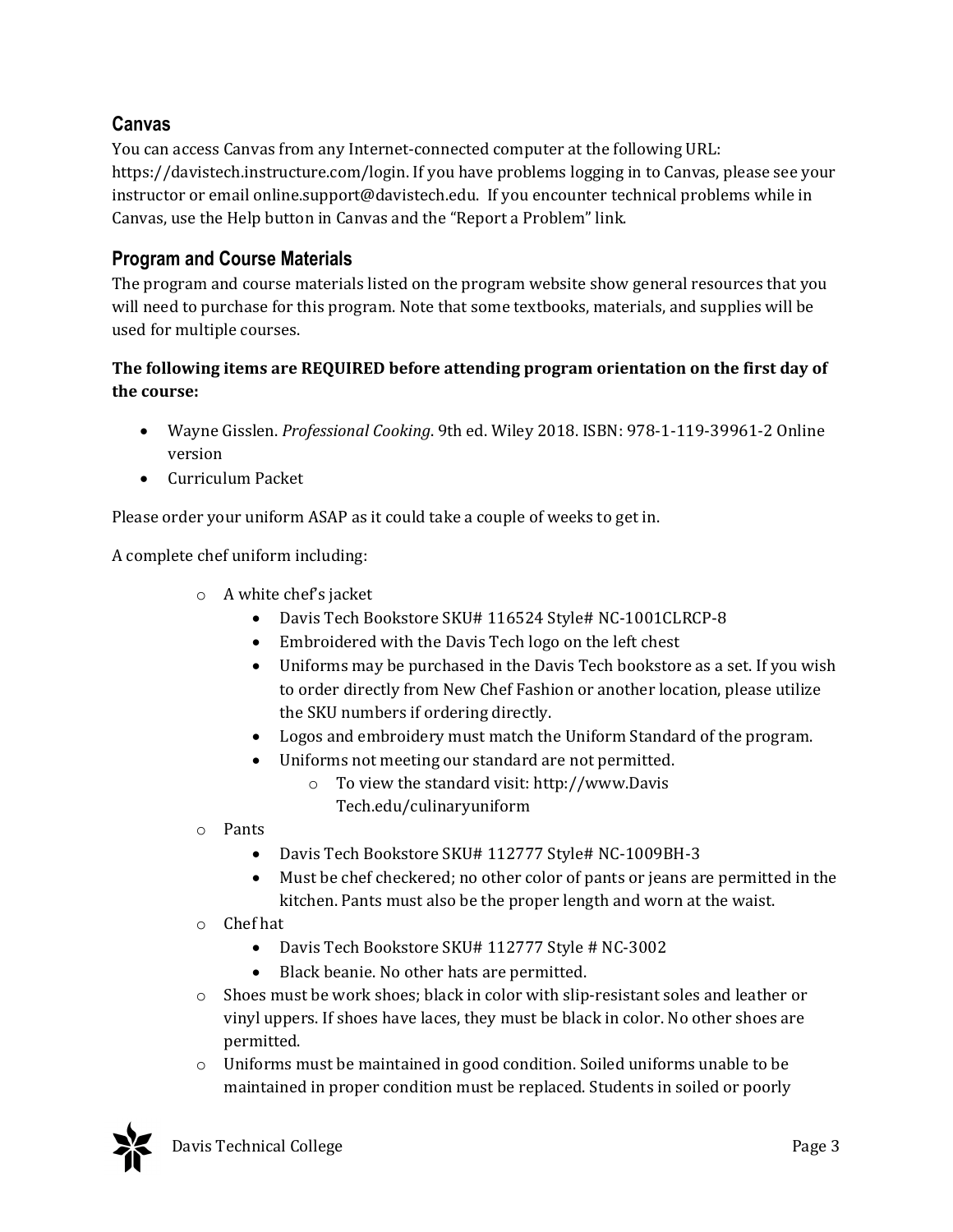## Canvas

You can access Canvas from any Internet-connected computer at the following URL: https://davistech.instructure.com/login. If you have problems logging in to Canvas, please see your instructor or email online.support@davistech.edu. If you encounter technical problems while in Canvas, use the Help button in Canvas and the "Report a Problem" link.

## Program and Course Materials

The program and course materials listed on the program website show general resources that you will need to purchase for this program. Note that some textbooks, materials, and supplies will be used for multiple courses.

**The following items are REQUIRED before attending program orientation on the first day of the course:**

- Wayne Gisslen. *Professional Cooking*. 9th ed. Wiley 2018. ISBN: 978-1-119-39961-2 Online version
- Curriculum Packet

Please order your uniform ASAP as it could take a couple of weeks to get in.

A complete chef uniform including:

- A white chef's jacket
  - Davis Tech Bookstore SKU# 116524 Style# NC-1001CLRCP-8
  - Embroidered with the Davis Tech logo on the left chest
  - Uniforms may be purchased in the Davis Tech bookstore as a set. If you wish to order directly from New Chef Fashion or another location, please utilize the SKU numbers if ordering directly.
  - Logos and embroidery must match the Uniform Standard of the program.
  - Uniforms not meeting our standard are not permitted.
    - To view the standard visit: http://www.Davis Tech.edu/culinaryuniform
- Pants
  - Davis Tech Bookstore SKU# 112777 Style# NC-1009BH-3
  - Must be chef checkered; no other color of pants or jeans are permitted in the kitchen. Pants must also be the proper length and worn at the waist.
- Chef hat
  - Davis Tech Bookstore SKU# 112777 Style # NC-3002
  - Black beanie. No other hats are permitted.
- Shoes must be work shoes; black in color with slip-resistant soles and leather or vinyl uppers. If shoes have laces, they must be black in color. No other shoes are permitted.
- Uniforms must be maintained in good condition. Soiled uniforms unable to be maintained in proper condition must be replaced. Students in soiled or poorly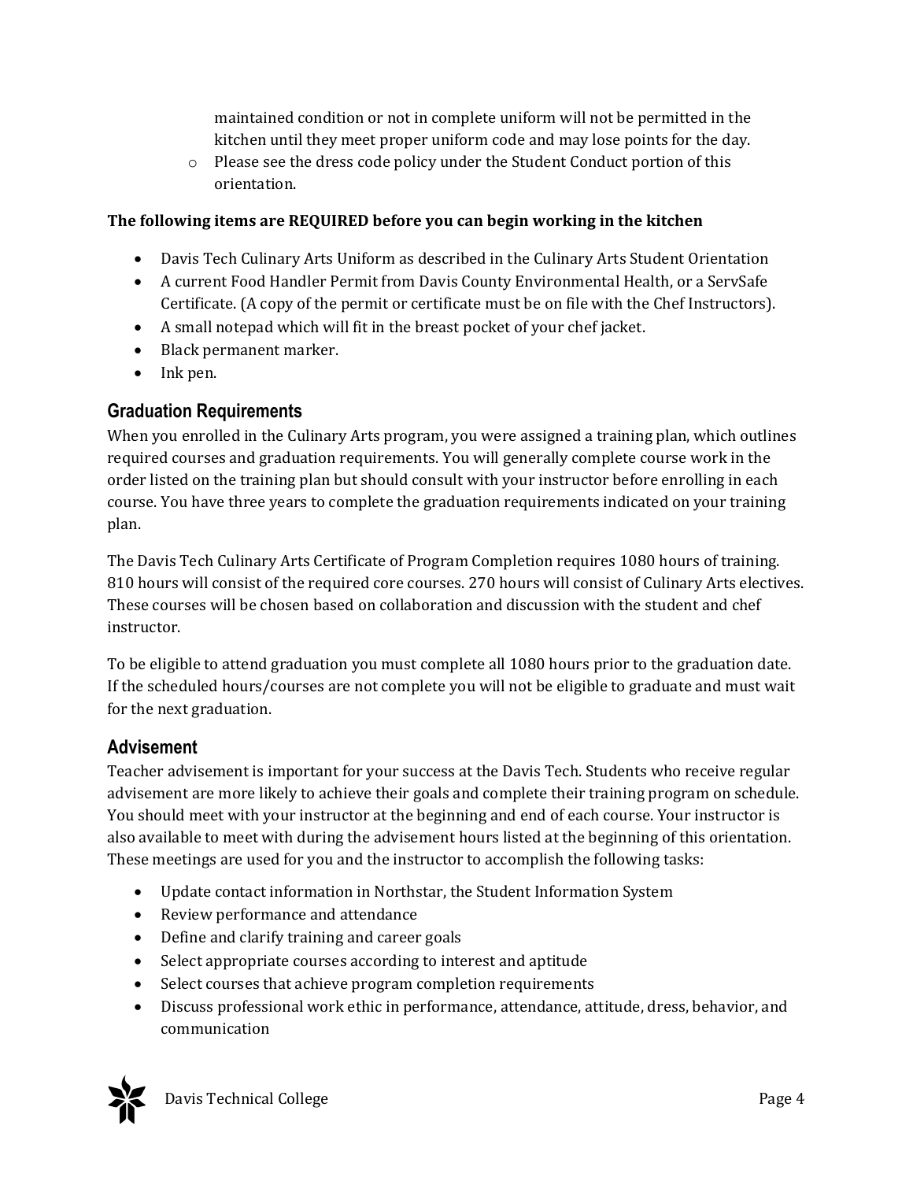maintained condition or not in complete uniform will not be permitted in the kitchen until they meet proper uniform code and may lose points for the day.
    - Please see the dress code policy under the Student Conduct portion of this orientation.

**The following items are REQUIRED before you can begin working in the kitchen**

- Davis Tech Culinary Arts Uniform as described in the Culinary Arts Student Orientation
- A current Food Handler Permit from Davis County Environmental Health, or a ServSafe Certificate. (A copy of the permit or certificate must be on file with the Chef Instructors).
- A small notepad which will fit in the breast pocket of your chef jacket.
- Black permanent marker.
- Ink pen.

## Graduation Requirements

When you enrolled in the Culinary Arts program, you were assigned a training plan, which outlines required courses and graduation requirements. You will generally complete course work in the order listed on the training plan but should consult with your instructor before enrolling in each course. You have three years to complete the graduation requirements indicated on your training plan.

The Davis Tech Culinary Arts Certificate of Program Completion requires 1080 hours of training. 810 hours will consist of the required core courses. 270 hours will consist of Culinary Arts electives. These courses will be chosen based on collaboration and discussion with the student and chef instructor.

To be eligible to attend graduation you must complete all 1080 hours prior to the graduation date. If the scheduled hours/courses are not complete you will not be eligible to graduate and must wait for the next graduation.

## Advisement

Teacher advisement is important for your success at the Davis Tech. Students who receive regular advisement are more likely to achieve their goals and complete their training program on schedule. You should meet with your instructor at the beginning and end of each course. Your instructor is also available to meet with during the advisement hours listed at the beginning of this orientation. These meetings are used for you and the instructor to accomplish the following tasks:

- Update contact information in Northstar, the Student Information System
- Review performance and attendance
- Define and clarify training and career goals
- Select appropriate courses according to interest and aptitude
- Select courses that achieve program completion requirements
- Discuss professional work ethic in performance, attendance, attitude, dress, behavior, and communication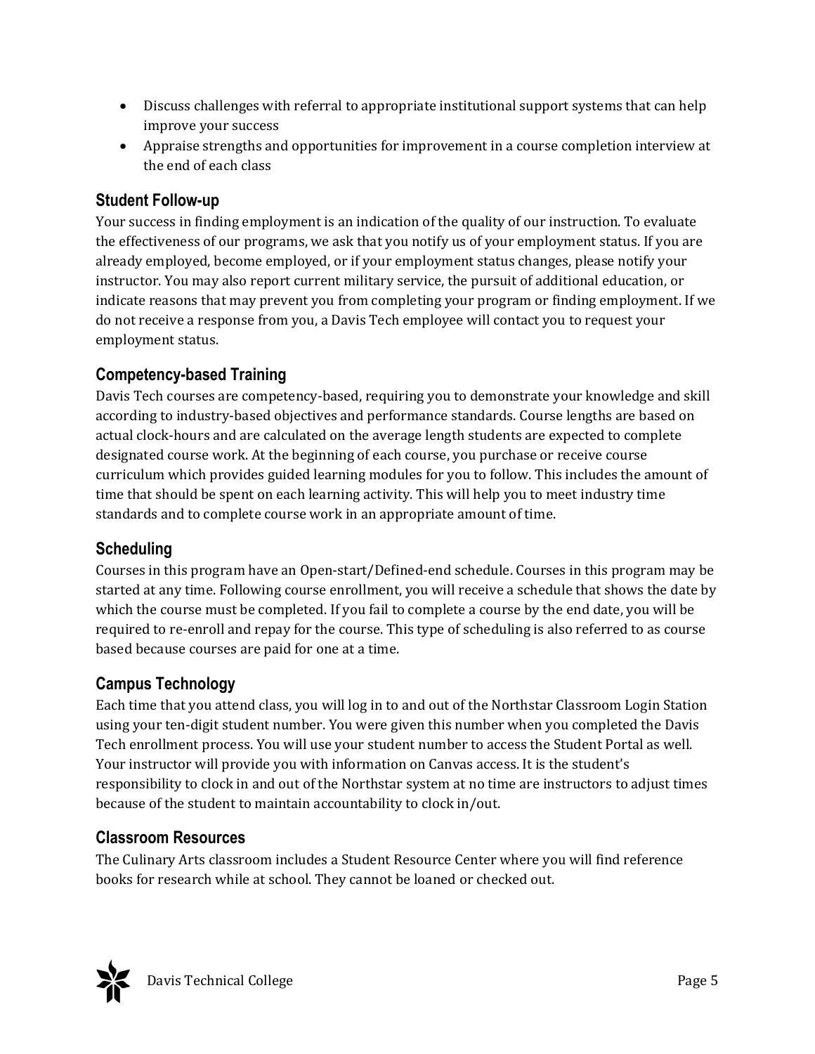- Discuss challenges with referral to appropriate institutional support systems that can help improve your success
- Appraise strengths and opportunities for improvement in a course completion interview at the end of each class

### Student Follow-up

Your success in finding employment is an indication of the quality of our instruction. To evaluate the effectiveness of our programs, we ask that you notify us of your employment status. If you are already employed, become employed, or if your employment status changes, please notify your instructor. You may also report current military service, the pursuit of additional education, or indicate reasons that may prevent you from completing your program or finding employment. If we do not receive a response from you, a Davis Tech employee will contact you to request your employment status.

### Competency-based Training

Davis Tech courses are competency-based, requiring you to demonstrate your knowledge and skill according to industry-based objectives and performance standards. Course lengths are based on actual clock-hours and are calculated on the average length students are expected to complete designated course work. At the beginning of each course, you purchase or receive course curriculum which provides guided learning modules for you to follow. This includes the amount of time that should be spent on each learning activity. This will help you to meet industry time standards and to complete course work in an appropriate amount of time.

### Scheduling

Courses in this program have an Open-start/Defined-end schedule. Courses in this program may be started at any time. Following course enrollment, you will receive a schedule that shows the date by which the course must be completed. If you fail to complete a course by the end date, you will be required to re-enroll and repay for the course. This type of scheduling is also referred to as course based because courses are paid for one at a time.

### Campus Technology

Each time that you attend class, you will log in to and out of the Northstar Classroom Login Station using your ten-digit student number. You were given this number when you completed the Davis Tech enrollment process. You will use your student number to access the Student Portal as well. Your instructor will provide you with information on Canvas access. It is the student's responsibility to clock in and out of the Northstar system at no time are instructors to adjust times because of the student to maintain accountability to clock in/out.

### Classroom Resources

The Culinary Arts classroom includes a Student Resource Center where you will find reference books for research while at school. They cannot be loaned or checked out.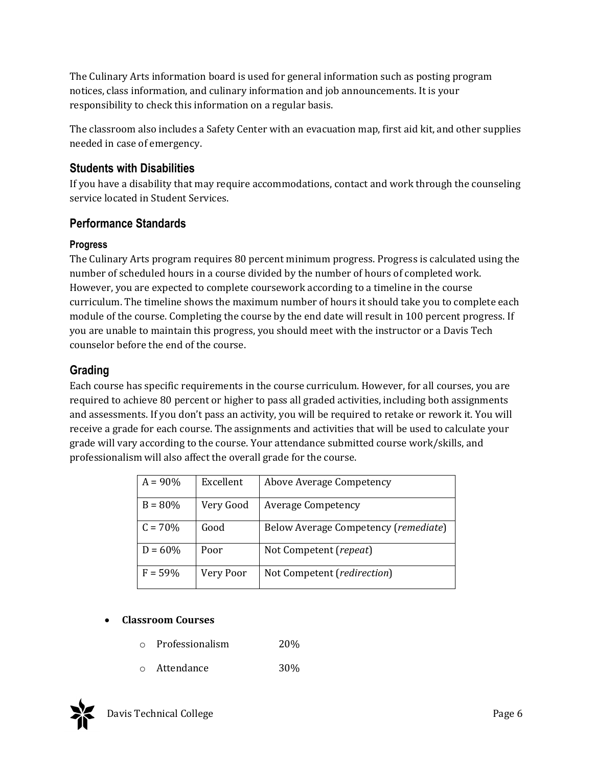The Culinary Arts information board is used for general information such as posting program notices, class information, and culinary information and job announcements. It is your responsibility to check this information on a regular basis.

The classroom also includes a Safety Center with an evacuation map, first aid kit, and other supplies needed in case of emergency.

## Students with Disabilities

If you have a disability that may require accommodations, contact and work through the counseling service located in Student Services.

## Performance Standards

### Progress

The Culinary Arts program requires 80 percent minimum progress. Progress is calculated using the number of scheduled hours in a course divided by the number of hours of completed work. However, you are expected to complete coursework according to a timeline in the course curriculum. The timeline shows the maximum number of hours it should take you to complete each module of the course. Completing the course by the end date will result in 100 percent progress. If you are unable to maintain this progress, you should meet with the instructor or a Davis Tech counselor before the end of the course.

## Grading

Each course has specific requirements in the course curriculum. However, for all courses, you are required to achieve 80 percent or higher to pass all graded activities, including both assignments and assessments. If you don't pass an activity, you will be required to retake or rework it. You will receive a grade for each course. The assignments and activities that will be used to calculate your grade will vary according to the course. Your attendance submitted course work/skills, and professionalism will also affect the overall grade for the course.

| | | |
|---|---|---|
| A = 90% | Excellent | Above Average Competency |
| B = 80% | Very Good | Average Competency |
| C = 70% | Good | Below Average Competency (*remediate*) |
| D = 60% | Poor | Not Competent (*repeat*) |
| F = 59% | Very Poor | Not Competent (*redirection*) |

- **Classroom Courses**
  - Professionalism 20%
  - Attendance 30%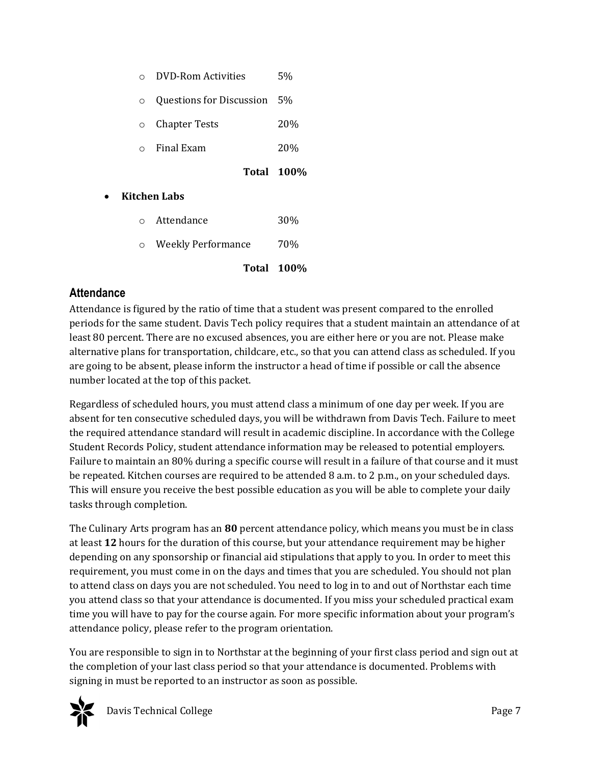- DVD-Rom Activities 5%
- Questions for Discussion 5%
- Chapter Tests 20%
- Final Exam 20%

**Total 100%**

- **Kitchen Labs**
  - Attendance 30%
  - Weekly Performance 70%

**Total 100%**

## Attendance

Attendance is figured by the ratio of time that a student was present compared to the enrolled periods for the same student. Davis Tech policy requires that a student maintain an attendance of at least 80 percent. There are no excused absences, you are either here or you are not. Please make alternative plans for transportation, childcare, etc., so that you can attend class as scheduled. If you are going to be absent, please inform the instructor a head of time if possible or call the absence number located at the top of this packet.

Regardless of scheduled hours, you must attend class a minimum of one day per week. If you are absent for ten consecutive scheduled days, you will be withdrawn from Davis Tech. Failure to meet the required attendance standard will result in academic discipline. In accordance with the College Student Records Policy, student attendance information may be released to potential employers. Failure to maintain an 80% during a specific course will result in a failure of that course and it must be repeated. Kitchen courses are required to be attended 8 a.m. to 2 p.m., on your scheduled days. This will ensure you receive the best possible education as you will be able to complete your daily tasks through completion.

The Culinary Arts program has an **80** percent attendance policy, which means you must be in class at least **12** hours for the duration of this course, but your attendance requirement may be higher depending on any sponsorship or financial aid stipulations that apply to you. In order to meet this requirement, you must come in on the days and times that you are scheduled. You should not plan to attend class on days you are not scheduled. You need to log in to and out of Northstar each time you attend class so that your attendance is documented. If you miss your scheduled practical exam time you will have to pay for the course again. For more specific information about your program's attendance policy, please refer to the program orientation.

You are responsible to sign in to Northstar at the beginning of your first class period and sign out at the completion of your last class period so that your attendance is documented. Problems with signing in must be reported to an instructor as soon as possible.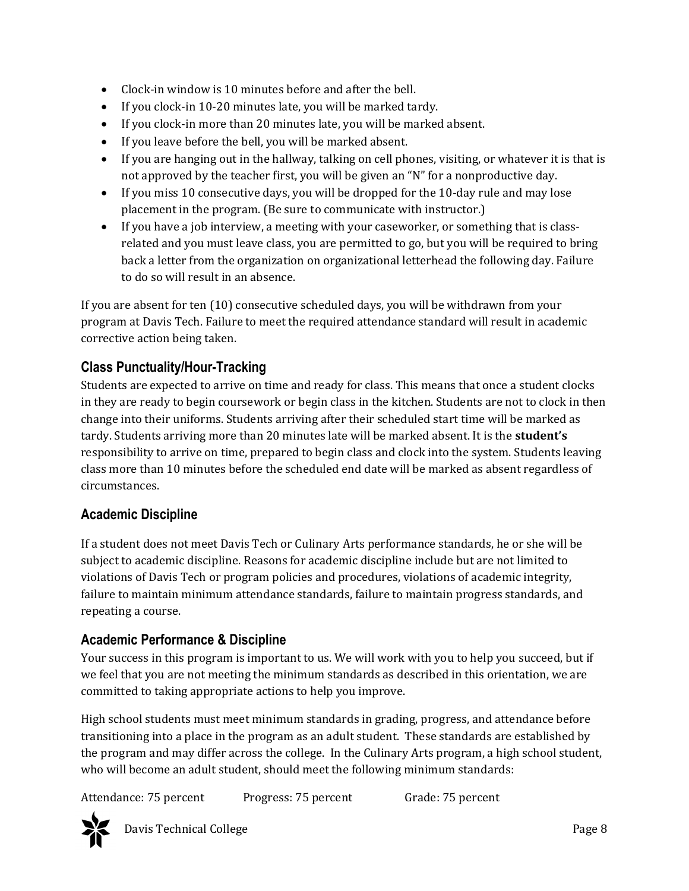- Clock-in window is 10 minutes before and after the bell.
- If you clock-in 10-20 minutes late, you will be marked tardy.
- If you clock-in more than 20 minutes late, you will be marked absent.
- If you leave before the bell, you will be marked absent.
- If you are hanging out in the hallway, talking on cell phones, visiting, or whatever it is that is not approved by the teacher first, you will be given an "N" for a nonproductive day.
- If you miss 10 consecutive days, you will be dropped for the 10-day rule and may lose placement in the program. (Be sure to communicate with instructor.)
- If you have a job interview, a meeting with your caseworker, or something that is class-related and you must leave class, you are permitted to go, but you will be required to bring back a letter from the organization on organizational letterhead the following day. Failure to do so will result in an absence.

If you are absent for ten (10) consecutive scheduled days, you will be withdrawn from your program at Davis Tech. Failure to meet the required attendance standard will result in academic corrective action being taken.

## Class Punctuality/Hour-Tracking

Students are expected to arrive on time and ready for class. This means that once a student clocks in they are ready to begin coursework or begin class in the kitchen. Students are not to clock in then change into their uniforms. Students arriving after their scheduled start time will be marked as tardy. Students arriving more than 20 minutes late will be marked absent. It is the **student's** responsibility to arrive on time, prepared to begin class and clock into the system. Students leaving class more than 10 minutes before the scheduled end date will be marked as absent regardless of circumstances.

## Academic Discipline

If a student does not meet Davis Tech or Culinary Arts performance standards, he or she will be subject to academic discipline. Reasons for academic discipline include but are not limited to violations of Davis Tech or program policies and procedures, violations of academic integrity, failure to maintain minimum attendance standards, failure to maintain progress standards, and repeating a course.

## Academic Performance & Discipline

Your success in this program is important to us. We will work with you to help you succeed, but if we feel that you are not meeting the minimum standards as described in this orientation, we are committed to taking appropriate actions to help you improve.

High school students must meet minimum standards in grading, progress, and attendance before transitioning into a place in the program as an adult student. These standards are established by the program and may differ across the college. In the Culinary Arts program, a high school student, who will become an adult student, should meet the following minimum standards:

Attendance: 75 percent Progress: 75 percent Grade: 75 percent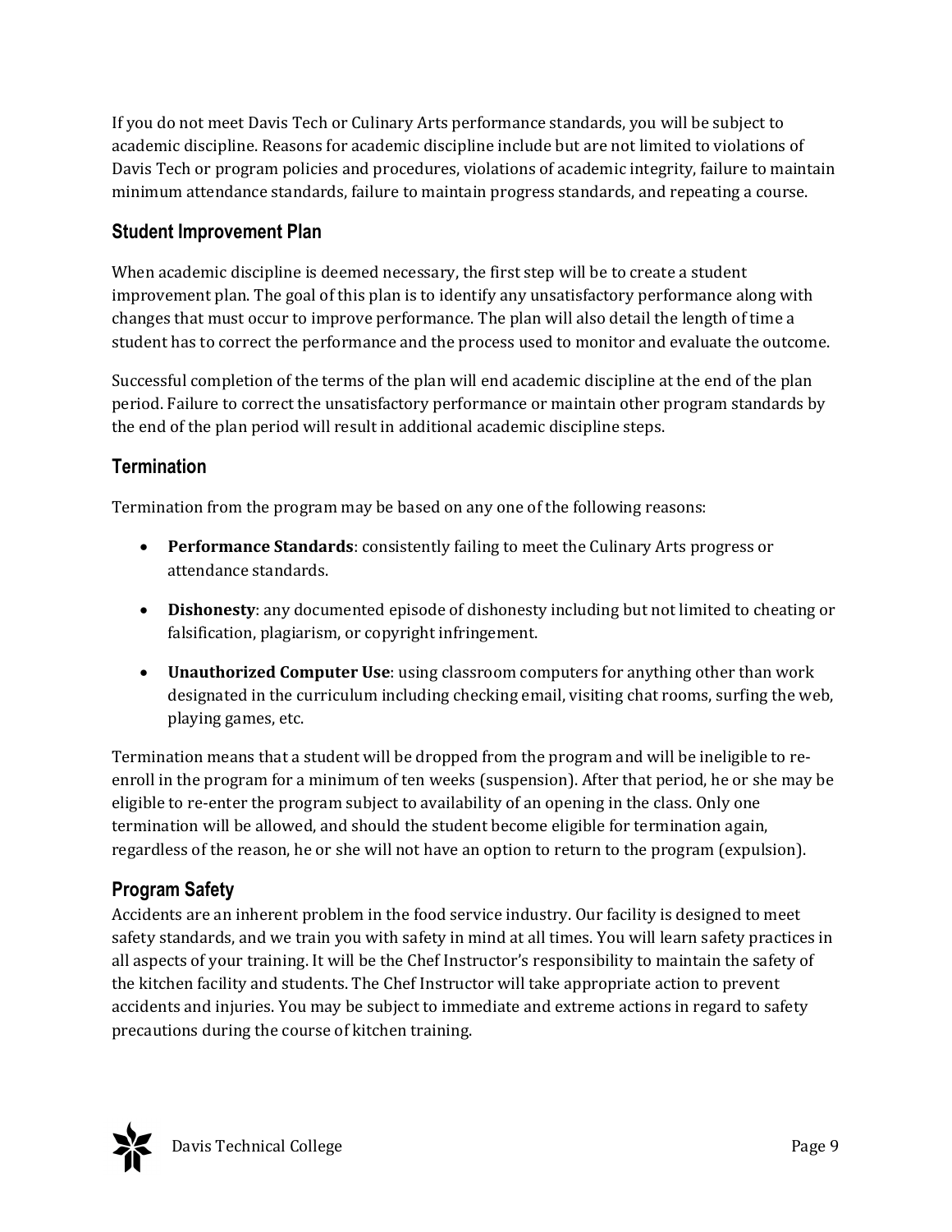If you do not meet Davis Tech or Culinary Arts performance standards, you will be subject to academic discipline. Reasons for academic discipline include but are not limited to violations of Davis Tech or program policies and procedures, violations of academic integrity, failure to maintain minimum attendance standards, failure to maintain progress standards, and repeating a course.

### Student Improvement Plan

When academic discipline is deemed necessary, the first step will be to create a student improvement plan. The goal of this plan is to identify any unsatisfactory performance along with changes that must occur to improve performance. The plan will also detail the length of time a student has to correct the performance and the process used to monitor and evaluate the outcome.

Successful completion of the terms of the plan will end academic discipline at the end of the plan period. Failure to correct the unsatisfactory performance or maintain other program standards by the end of the plan period will result in additional academic discipline steps.

### Termination

Termination from the program may be based on any one of the following reasons:

- **Performance Standards**: consistently failing to meet the Culinary Arts progress or attendance standards.
- **Dishonesty**: any documented episode of dishonesty including but not limited to cheating or falsification, plagiarism, or copyright infringement.
- **Unauthorized Computer Use**: using classroom computers for anything other than work designated in the curriculum including checking email, visiting chat rooms, surfing the web, playing games, etc.

Termination means that a student will be dropped from the program and will be ineligible to re-enroll in the program for a minimum of ten weeks (suspension). After that period, he or she may be eligible to re-enter the program subject to availability of an opening in the class. Only one termination will be allowed, and should the student become eligible for termination again, regardless of the reason, he or she will not have an option to return to the program (expulsion).

### Program Safety

Accidents are an inherent problem in the food service industry. Our facility is designed to meet safety standards, and we train you with safety in mind at all times. You will learn safety practices in all aspects of your training. It will be the Chef Instructor's responsibility to maintain the safety of the kitchen facility and students. The Chef Instructor will take appropriate action to prevent accidents and injuries. You may be subject to immediate and extreme actions in regard to safety precautions during the course of kitchen training.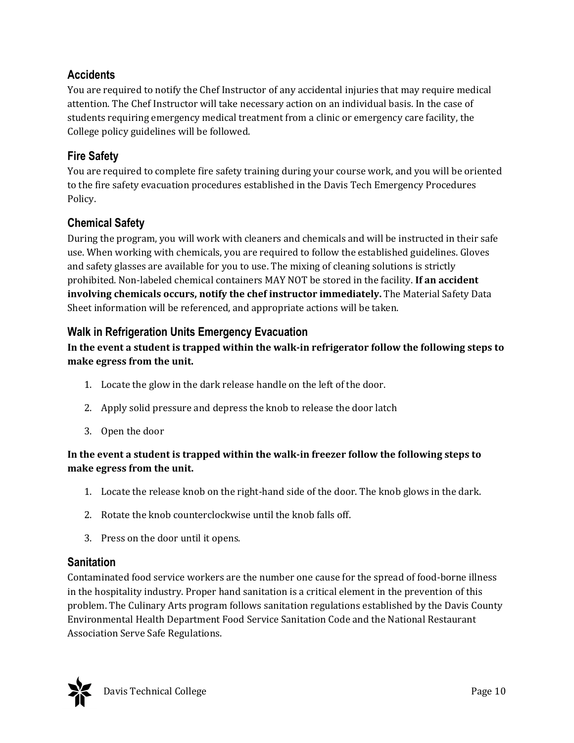## Accidents

You are required to notify the Chef Instructor of any accidental injuries that may require medical attention. The Chef Instructor will take necessary action on an individual basis. In the case of students requiring emergency medical treatment from a clinic or emergency care facility, the College policy guidelines will be followed.

## Fire Safety

You are required to complete fire safety training during your course work, and you will be oriented to the fire safety evacuation procedures established in the Davis Tech Emergency Procedures Policy.

## Chemical Safety

During the program, you will work with cleaners and chemicals and will be instructed in their safe use. When working with chemicals, you are required to follow the established guidelines. Gloves and safety glasses are available for you to use. The mixing of cleaning solutions is strictly prohibited. Non-labeled chemical containers MAY NOT be stored in the facility. **If an accident involving chemicals occurs, notify the chef instructor immediately.** The Material Safety Data Sheet information will be referenced, and appropriate actions will be taken.

## Walk in Refrigeration Units Emergency Evacuation

**In the event a student is trapped within the walk-in refrigerator follow the following steps to make egress from the unit.**

1. Locate the glow in the dark release handle on the left of the door.
2. Apply solid pressure and depress the knob to release the door latch
3. Open the door

**In the event a student is trapped within the walk-in freezer follow the following steps to make egress from the unit.**

1. Locate the release knob on the right-hand side of the door. The knob glows in the dark.
2. Rotate the knob counterclockwise until the knob falls off.
3. Press on the door until it opens.

## Sanitation

Contaminated food service workers are the number one cause for the spread of food-borne illness in the hospitality industry. Proper hand sanitation is a critical element in the prevention of this problem. The Culinary Arts program follows sanitation regulations established by the Davis County Environmental Health Department Food Service Sanitation Code and the National Restaurant Association Serve Safe Regulations.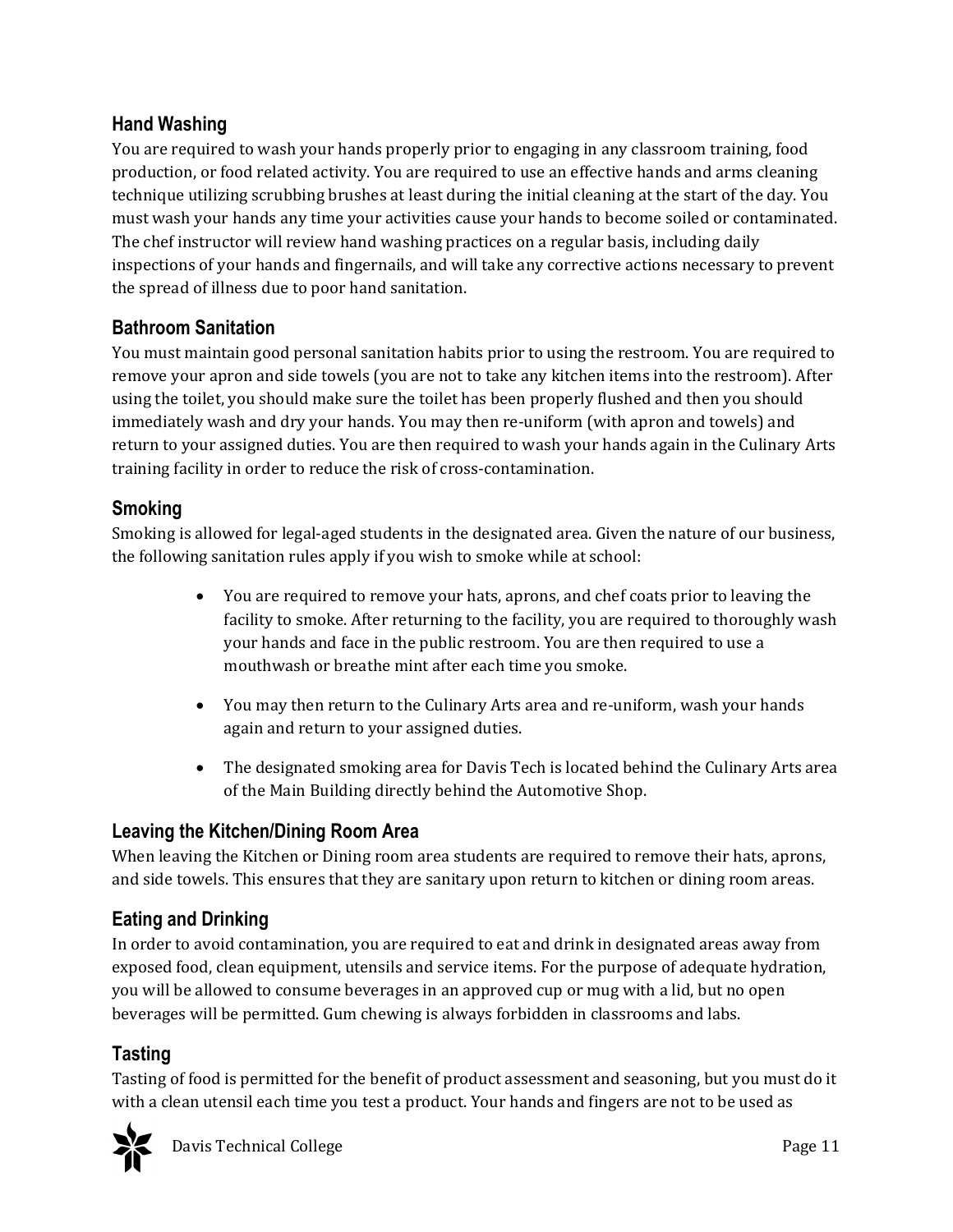## Hand Washing

You are required to wash your hands properly prior to engaging in any classroom training, food production, or food related activity. You are required to use an effective hands and arms cleaning technique utilizing scrubbing brushes at least during the initial cleaning at the start of the day. You must wash your hands any time your activities cause your hands to become soiled or contaminated. The chef instructor will review hand washing practices on a regular basis, including daily inspections of your hands and fingernails, and will take any corrective actions necessary to prevent the spread of illness due to poor hand sanitation.

## Bathroom Sanitation

You must maintain good personal sanitation habits prior to using the restroom. You are required to remove your apron and side towels (you are not to take any kitchen items into the restroom). After using the toilet, you should make sure the toilet has been properly flushed and then you should immediately wash and dry your hands. You may then re-uniform (with apron and towels) and return to your assigned duties. You are then required to wash your hands again in the Culinary Arts training facility in order to reduce the risk of cross-contamination.

## Smoking

Smoking is allowed for legal-aged students in the designated area. Given the nature of our business, the following sanitation rules apply if you wish to smoke while at school:

- You are required to remove your hats, aprons, and chef coats prior to leaving the facility to smoke. After returning to the facility, you are required to thoroughly wash your hands and face in the public restroom. You are then required to use a mouthwash or breathe mint after each time you smoke.
- You may then return to the Culinary Arts area and re-uniform, wash your hands again and return to your assigned duties.
- The designated smoking area for Davis Tech is located behind the Culinary Arts area of the Main Building directly behind the Automotive Shop.

## Leaving the Kitchen/Dining Room Area

When leaving the Kitchen or Dining room area students are required to remove their hats, aprons, and side towels. This ensures that they are sanitary upon return to kitchen or dining room areas.

## Eating and Drinking

In order to avoid contamination, you are required to eat and drink in designated areas away from exposed food, clean equipment, utensils and service items. For the purpose of adequate hydration, you will be allowed to consume beverages in an approved cup or mug with a lid, but no open beverages will be permitted. Gum chewing is always forbidden in classrooms and labs.

## Tasting

Tasting of food is permitted for the benefit of product assessment and seasoning, but you must do it with a clean utensil each time you test a product. Your hands and fingers are not to be used as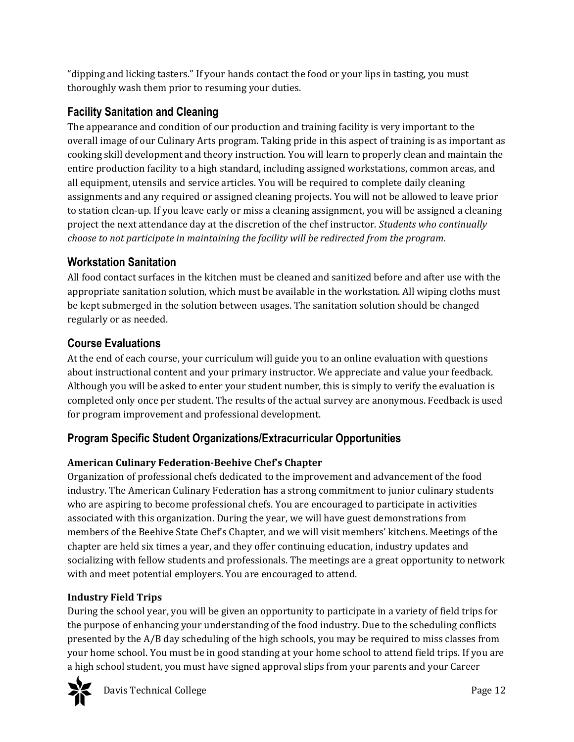"dipping and licking tasters." If your hands contact the food or your lips in tasting, you must thoroughly wash them prior to resuming your duties.

## Facility Sanitation and Cleaning

The appearance and condition of our production and training facility is very important to the overall image of our Culinary Arts program. Taking pride in this aspect of training is as important as cooking skill development and theory instruction. You will learn to properly clean and maintain the entire production facility to a high standard, including assigned workstations, common areas, and all equipment, utensils and service articles. You will be required to complete daily cleaning assignments and any required or assigned cleaning projects. You will not be allowed to leave prior to station clean-up. If you leave early or miss a cleaning assignment, you will be assigned a cleaning project the next attendance day at the discretion of the chef instructor. *Students who continually choose to not participate in maintaining the facility will be redirected from the program.*

## Workstation Sanitation

All food contact surfaces in the kitchen must be cleaned and sanitized before and after use with the appropriate sanitation solution, which must be available in the workstation. All wiping cloths must be kept submerged in the solution between usages. The sanitation solution should be changed regularly or as needed.

## Course Evaluations

At the end of each course, your curriculum will guide you to an online evaluation with questions about instructional content and your primary instructor. We appreciate and value your feedback. Although you will be asked to enter your student number, this is simply to verify the evaluation is completed only once per student. The results of the actual survey are anonymous. Feedback is used for program improvement and professional development.

## Program Specific Student Organizations/Extracurricular Opportunities

### American Culinary Federation-Beehive Chef's Chapter

Organization of professional chefs dedicated to the improvement and advancement of the food industry. The American Culinary Federation has a strong commitment to junior culinary students who are aspiring to become professional chefs. You are encouraged to participate in activities associated with this organization. During the year, we will have guest demonstrations from members of the Beehive State Chef's Chapter, and we will visit members' kitchens. Meetings of the chapter are held six times a year, and they offer continuing education, industry updates and socializing with fellow students and professionals. The meetings are a great opportunity to network with and meet potential employers. You are encouraged to attend.

### Industry Field Trips

During the school year, you will be given an opportunity to participate in a variety of field trips for the purpose of enhancing your understanding of the food industry. Due to the scheduling conflicts presented by the A/B day scheduling of the high schools, you may be required to miss classes from your home school. You must be in good standing at your home school to attend field trips. If you are a high school student, you must have signed approval slips from your parents and your Career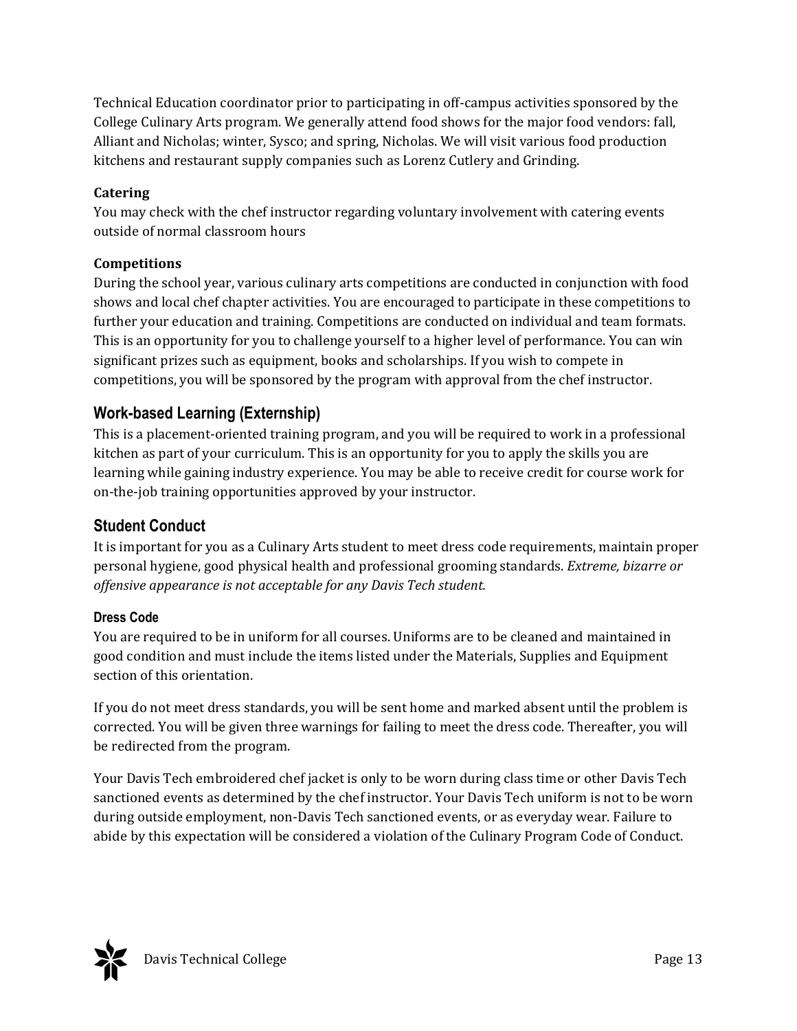Technical Education coordinator prior to participating in off-campus activities sponsored by the College Culinary Arts program. We generally attend food shows for the major food vendors: fall, Alliant and Nicholas; winter, Sysco; and spring, Nicholas. We will visit various food production kitchens and restaurant supply companies such as Lorenz Cutlery and Grinding.

**Catering**

You may check with the chef instructor regarding voluntary involvement with catering events outside of normal classroom hours

**Competitions**

During the school year, various culinary arts competitions are conducted in conjunction with food shows and local chef chapter activities. You are encouraged to participate in these competitions to further your education and training. Competitions are conducted on individual and team formats. This is an opportunity for you to challenge yourself to a higher level of performance. You can win significant prizes such as equipment, books and scholarships. If you wish to compete in competitions, you will be sponsored by the program with approval from the chef instructor.

## Work-based Learning (Externship)

This is a placement-oriented training program, and you will be required to work in a professional kitchen as part of your curriculum. This is an opportunity for you to apply the skills you are learning while gaining industry experience. You may be able to receive credit for course work for on-the-job training opportunities approved by your instructor.

## Student Conduct

It is important for you as a Culinary Arts student to meet dress code requirements, maintain proper personal hygiene, good physical health and professional grooming standards. *Extreme, bizarre or offensive appearance is not acceptable for any Davis Tech student.*

### Dress Code

You are required to be in uniform for all courses. Uniforms are to be cleaned and maintained in good condition and must include the items listed under the Materials, Supplies and Equipment section of this orientation.

If you do not meet dress standards, you will be sent home and marked absent until the problem is corrected. You will be given three warnings for failing to meet the dress code. Thereafter, you will be redirected from the program.

Your Davis Tech embroidered chef jacket is only to be worn during class time or other Davis Tech sanctioned events as determined by the chef instructor. Your Davis Tech uniform is not to be worn during outside employment, non-Davis Tech sanctioned events, or as everyday wear. Failure to abide by this expectation will be considered a violation of the Culinary Program Code of Conduct.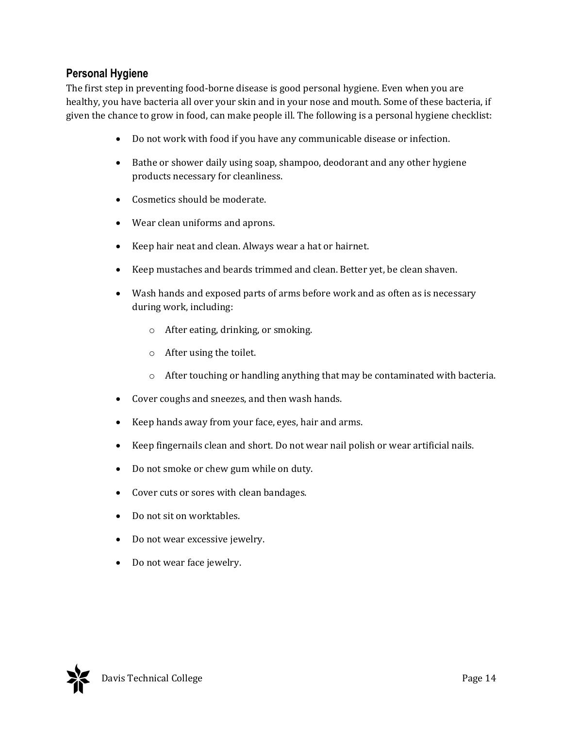### Personal Hygiene

The first step in preventing food-borne disease is good personal hygiene. Even when you are healthy, you have bacteria all over your skin and in your nose and mouth. Some of these bacteria, if given the chance to grow in food, can make people ill. The following is a personal hygiene checklist:

- Do not work with food if you have any communicable disease or infection.
- Bathe or shower daily using soap, shampoo, deodorant and any other hygiene products necessary for cleanliness.
- Cosmetics should be moderate.
- Wear clean uniforms and aprons.
- Keep hair neat and clean. Always wear a hat or hairnet.
- Keep mustaches and beards trimmed and clean. Better yet, be clean shaven.
- Wash hands and exposed parts of arms before work and as often as is necessary during work, including:
    - After eating, drinking, or smoking.
    - After using the toilet.
    - After touching or handling anything that may be contaminated with bacteria.
- Cover coughs and sneezes, and then wash hands.
- Keep hands away from your face, eyes, hair and arms.
- Keep fingernails clean and short. Do not wear nail polish or wear artificial nails.
- Do not smoke or chew gum while on duty.
- Cover cuts or sores with clean bandages.
- Do not sit on worktables.
- Do not wear excessive jewelry.
- Do not wear face jewelry.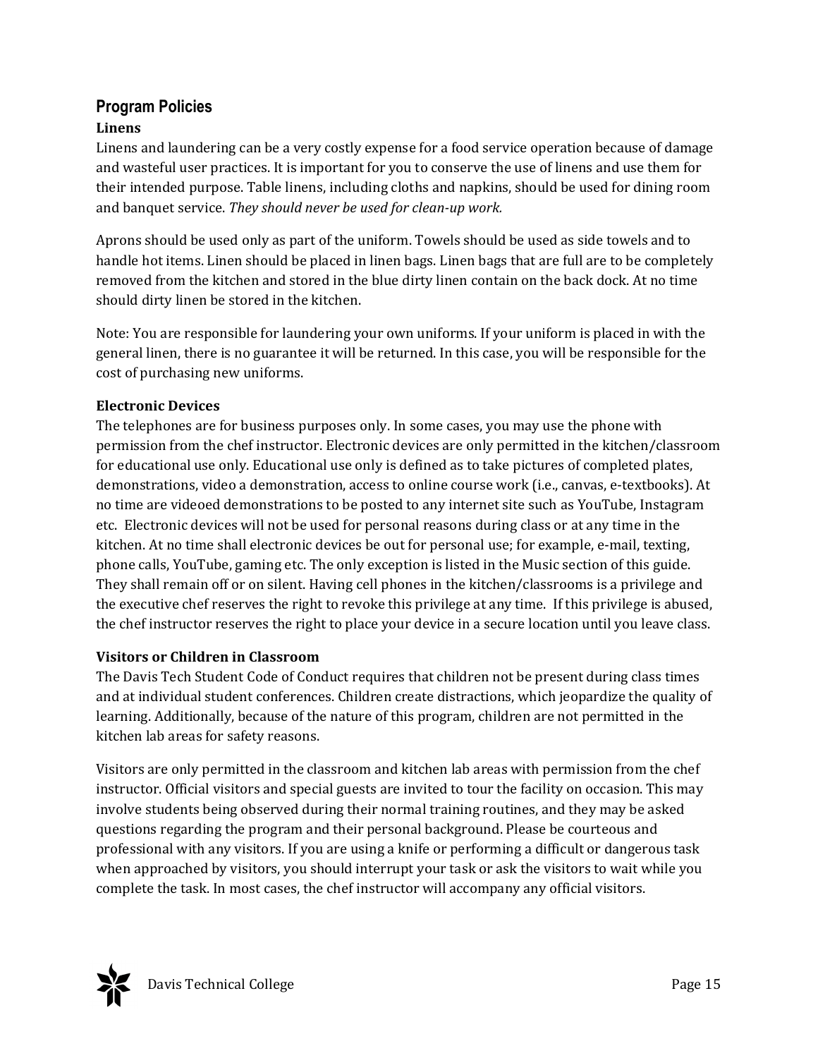## Program Policies

### Linens

Linens and laundering can be a very costly expense for a food service operation because of damage and wasteful user practices. It is important for you to conserve the use of linens and use them for their intended purpose. Table linens, including cloths and napkins, should be used for dining room and banquet service. *They should never be used for clean-up work.*

Aprons should be used only as part of the uniform. Towels should be used as side towels and to handle hot items. Linen should be placed in linen bags. Linen bags that are full are to be completely removed from the kitchen and stored in the blue dirty linen contain on the back dock. At no time should dirty linen be stored in the kitchen.

Note: You are responsible for laundering your own uniforms. If your uniform is placed in with the general linen, there is no guarantee it will be returned. In this case, you will be responsible for the cost of purchasing new uniforms.

### Electronic Devices

The telephones are for business purposes only. In some cases, you may use the phone with permission from the chef instructor. Electronic devices are only permitted in the kitchen/classroom for educational use only. Educational use only is defined as to take pictures of completed plates, demonstrations, video a demonstration, access to online course work (i.e., canvas, e-textbooks). At no time are videoed demonstrations to be posted to any internet site such as YouTube, Instagram etc. Electronic devices will not be used for personal reasons during class or at any time in the kitchen. At no time shall electronic devices be out for personal use; for example, e-mail, texting, phone calls, YouTube, gaming etc. The only exception is listed in the Music section of this guide. They shall remain off or on silent. Having cell phones in the kitchen/classrooms is a privilege and the executive chef reserves the right to revoke this privilege at any time. If this privilege is abused, the chef instructor reserves the right to place your device in a secure location until you leave class.

### Visitors or Children in Classroom

The Davis Tech Student Code of Conduct requires that children not be present during class times and at individual student conferences. Children create distractions, which jeopardize the quality of learning. Additionally, because of the nature of this program, children are not permitted in the kitchen lab areas for safety reasons.

Visitors are only permitted in the classroom and kitchen lab areas with permission from the chef instructor. Official visitors and special guests are invited to tour the facility on occasion. This may involve students being observed during their normal training routines, and they may be asked questions regarding the program and their personal background. Please be courteous and professional with any visitors. If you are using a knife or performing a difficult or dangerous task when approached by visitors, you should interrupt your task or ask the visitors to wait while you complete the task. In most cases, the chef instructor will accompany any official visitors.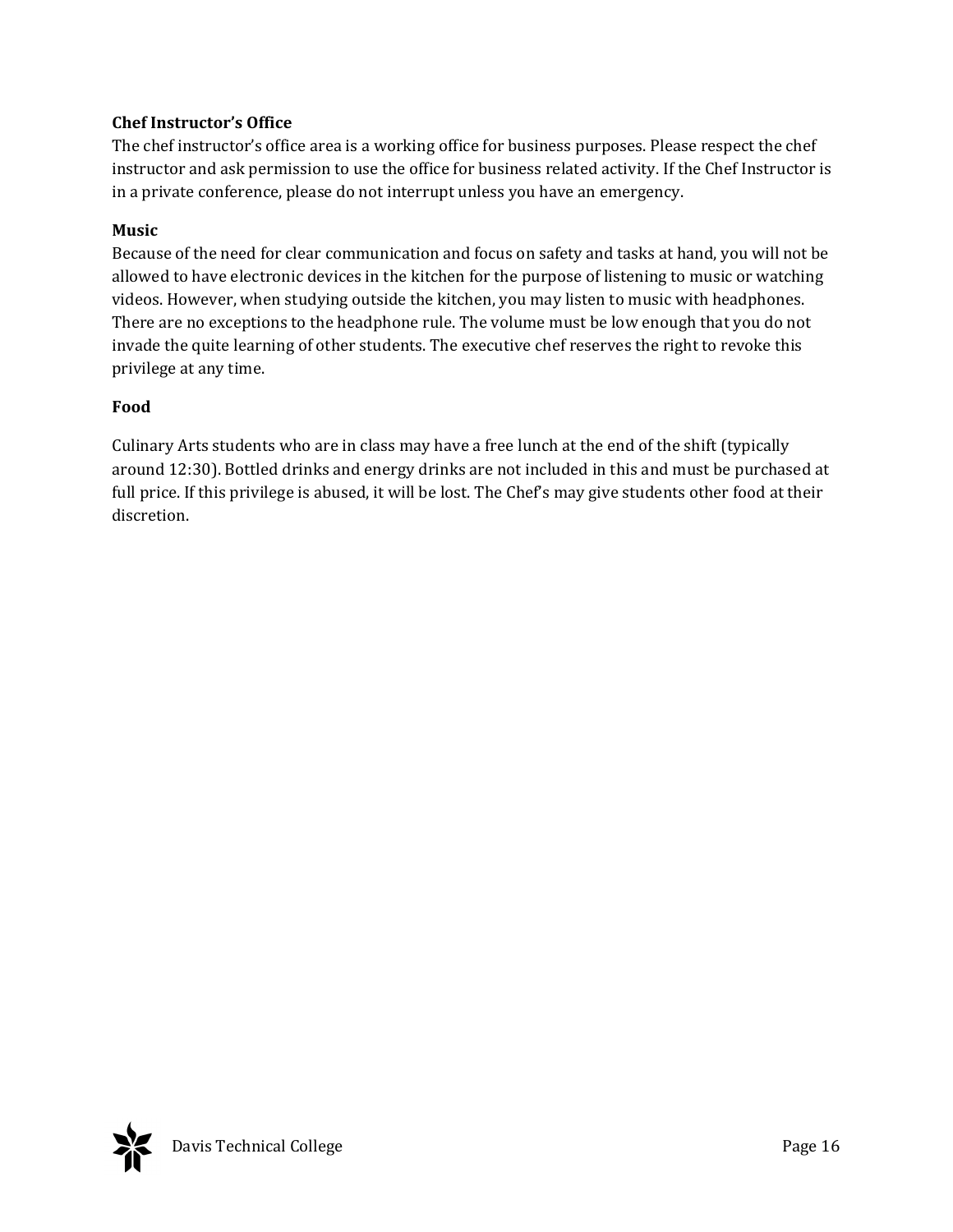**Chef Instructor's Office**

The chef instructor's office area is a working office for business purposes. Please respect the chef instructor and ask permission to use the office for business related activity. If the Chef Instructor is in a private conference, please do not interrupt unless you have an emergency.

**Music**

Because of the need for clear communication and focus on safety and tasks at hand, you will not be allowed to have electronic devices in the kitchen for the purpose of listening to music or watching videos. However, when studying outside the kitchen, you may listen to music with headphones. There are no exceptions to the headphone rule. The volume must be low enough that you do not invade the quite learning of other students. The executive chef reserves the right to revoke this privilege at any time.

**Food**

Culinary Arts students who are in class may have a free lunch at the end of the shift (typically around 12:30). Bottled drinks and energy drinks are not included in this and must be purchased at full price. If this privilege is abused, it will be lost. The Chef's may give students other food at their discretion.